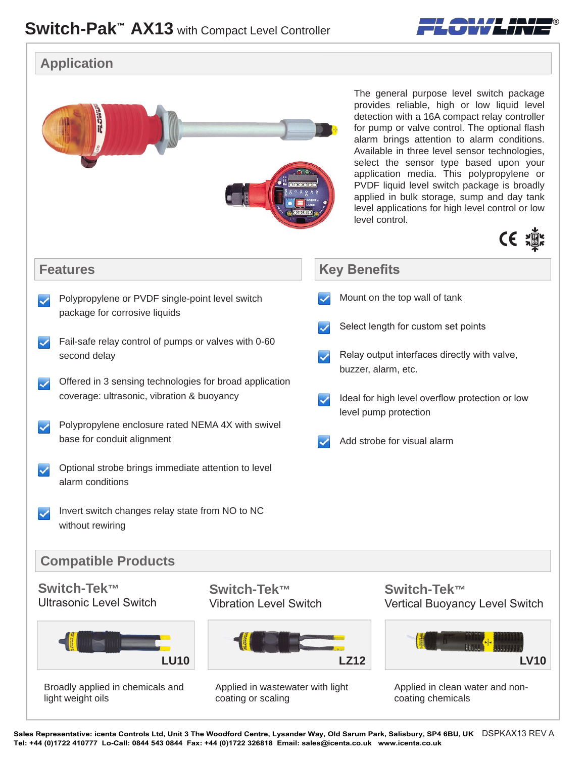# Switch-Pak™ AX13 with Compact Level Controller

## Application

The general purpose level switch package provides reliable, high or low liquid level detection with a 16A compact relay controller for pump or valve control. The optional flash alarm brings attention to alarm conditions. Available in three level sensor technologies, select the sensor type based upon your application media. This polypropylene or PVDF liquid level switch package is broadly applied in bulk storage, sump and day tank level applications for high level control or low level control.

## Features

- Polypropylene or PVDF single-point level switch package for corrosive liquids
- Fail-safe relay control of pumps or valves with 0-60 second delay
- Offered in 3 sensing technologies for broad application coverage: ultrasonic, vibration & buoyancy
- Polypropylene enclosure rated NEMA 4X with swivel base for conduit alignment
- Optional strobe brings immediate attention to level alarm conditions
- Invert switch changes relay state from NO to NC without rewiring

## Key Benefits

- Mount on the top wall of tank
- Select length for custom set points
- Relay output interfaces directly with valve, buzzer, alarm, etc.
- Ideal for high level overflow protection or low level pump protection
- Add strobe for visual alarm

## Compatible Products

### Switch-Tek™ Ultrasonic Level Switch

**LU10**

Broadly applied in chemicals and light weight oils

### Switch-Tek™ Vibration Level Switch

**LZ12**

Applied in wastewater with light coating or scaling

### Switch-Tek™ Vertical Buoyancy Level Switch

**LV10**

Applied in clean water and non-coating chemicals

**Sales Representative: icenta Controls Ltd, Unit 3 The Woodford Centre, Lysander Way, Old Sarum Park, Salisbury, SP4 6BU, UK** DSPKAX13 REV A
**Tel: +44 (0)1722 410777 Lo-Call: 0844 543 0844 Fax: +44 (0)1722 326818 Email: sales@icenta.co.uk www.icenta.co.uk**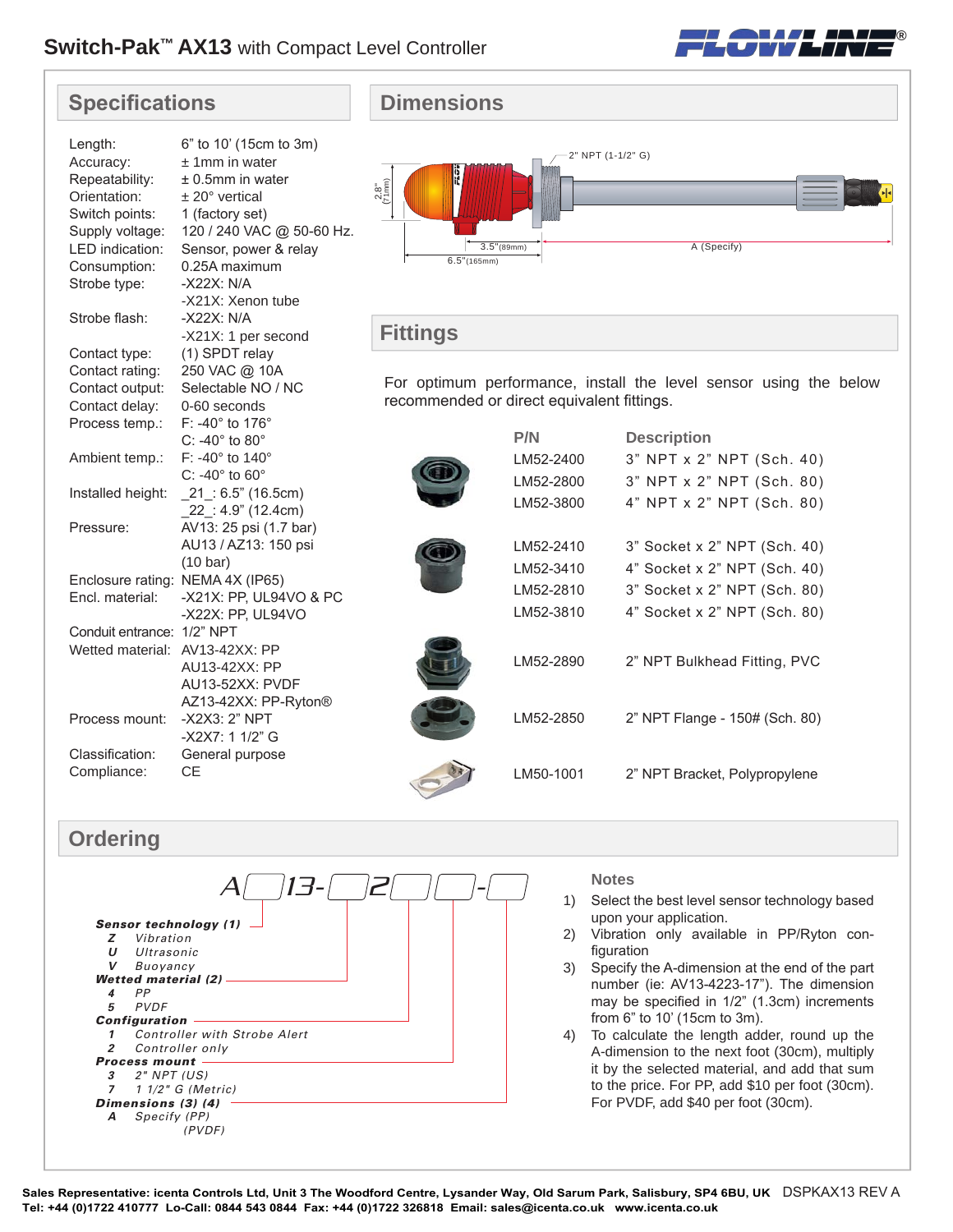# Switch-Pak™ AX13 with Compact Level Controller

## Specifications

| | |
|---|---|
| Length: | 6" to 10' (15cm to 3m) |
| Accuracy: | ± 1mm in water |
| Repeatability: | ± 0.5mm in water |
| Orientation: | ± 20° vertical |
| Switch points: | 1 (factory set) |
| Supply voltage: | 120 / 240 VAC @ 50-60 Hz. |
| LED indication: | Sensor, power & relay |
| Consumption: | 0.25A maximum |
| Strobe type: | -X22X: N/A<br>-X21X: Xenon tube |
| Strobe flash: | -X22X: N/A<br>-X21X: 1 per second |
| Contact type: | (1) SPDT relay |
| Contact rating: | 250 VAC @ 10A |
| Contact output: | Selectable NO / NC |
| Contact delay: | 0-60 seconds |
| Process temp.: | F: -40° to 176°<br>C: -40° to 80° |
| Ambient temp.: | F: -40° to 140°<br>C: -40° to 60° |
| Installed height: | _21_: 6.5" (16.5cm)<br>_22_: 4.9" (12.4cm) |
| Pressure: | AV13: 25 psi (1.7 bar)<br>AU13 / AZ13: 150 psi (10 bar) |
| Enclosure rating: | NEMA 4X (IP65) |
| Encl. material: | -X21X: PP, UL94VO & PC<br>-X22X: PP, UL94VO |
| Conduit entrance: | 1/2" NPT |
| Wetted material: | AV13-42XX: PP<br>AU13-42XX: PP<br>AU13-52XX: PVDF<br>AZ13-42XX: PP-Ryton® |
| Process mount: | -X2X3: 2" NPT<br>-X2X7: 1 1/2" G |
| Classification: | General purpose |
| Compliance: | CE |

## Dimensions

2" NPT (1-1/2" G)

2.8" (71mm)

3.5" (89mm)

6.5" (165mm)

A (Specify)

## Fittings

For optimum performance, install the level sensor using the below recommended or direct equivalent fittings.

| P/N | Description |
|---|---|
| LM52-2400 | 3" NPT x 2" NPT (Sch. 40) |
| LM52-2800 | 3" NPT x 2" NPT (Sch. 80) |
| LM52-3800 | 4" NPT x 2" NPT (Sch. 80) |
| LM52-2410 | 3" Socket x 2" NPT (Sch. 40) |
| LM52-3410 | 4" Socket x 2" NPT (Sch. 40) |
| LM52-2810 | 3" Socket x 2" NPT (Sch. 80) |
| LM52-3810 | 4" Socket x 2" NPT (Sch. 80) |
| LM52-2890 | 2" NPT Bulkhead Fitting, PVC |
| LM52-2850 | 2" NPT Flange - 150# (Sch. 80) |
| LM50-1001 | 2" NPT Bracket, Polypropylene |

## Ordering

A[ ]13-[ ]2[ ][ ]-[ ]

***Sensor technology (1)***
- *Z* *Vibration*
- *U* *Ultrasonic*
- *V* *Buoyancy*

***Wetted material (2)***
- *4* *PP*
- *5* *PVDF*

***Configuration***
- *1* *Controller with Strobe Alert*
- *2* *Controller only*

***Process mount***
- *3* *2" NPT (US)*
- *7* *1 1/2" G (Metric)*

***Dimensions (3) (4)***
- *A* *Specify (PP)*
  *(PVDF)*

### Notes

1) Select the best level sensor technology based upon your application.
2) Vibration only available in PP/Ryton configuration
3) Specify the A-dimension at the end of the part number (ie: AV13-4223-17"). The dimension may be specified in 1/2" (1.3cm) increments from 6" to 10' (15cm to 3m).
4) To calculate the length adder, round up the A-dimension to the next foot (30cm), multiply it by the selected material, and add that sum to the price. For PP, add $10 per foot (30cm). For PVDF, add $40 per foot (30cm).

**Sales Representative: icenta Controls Ltd, Unit 3 The Woodford Centre, Lysander Way, Old Sarum Park, Salisbury, SP4 6BU, UK** DSPKAX13 REV A
**Tel: +44 (0)1722 410777 Lo-Call: 0844 543 0844 Fax: +44 (0)1722 326818 Email: sales@icenta.co.uk www.icenta.co.uk**